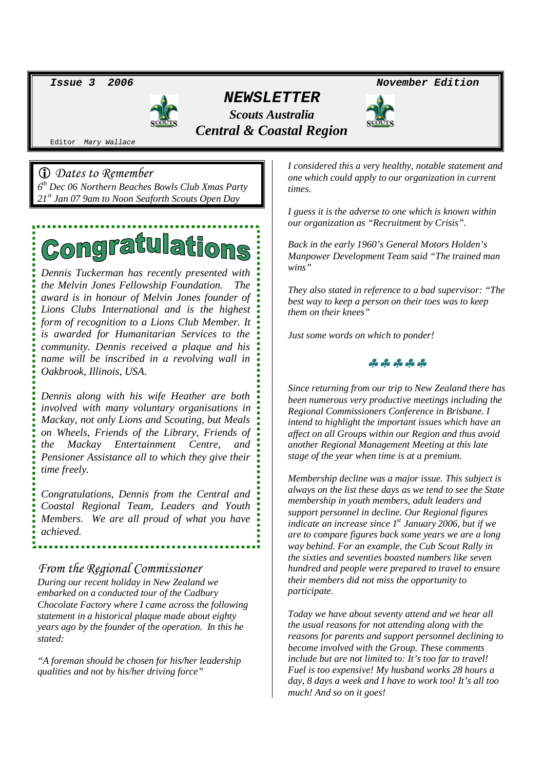**Issue 3 2006** **November Edition**

# NEWSLETTER

## Scouts Australia
## Central & Coastal Region

Editor *Mary Wallace*

### ⓘ Dates to Remember

*6th Dec 06 Northern Beaches Bowls Club Xmas Party*
*21st Jan 07 9am to Noon Seaforth Scouts Open Day*

## Congratulations

*Dennis Tuckerman has recently presented with the Melvin Jones Fellowship Foundation. The award is in honour of Melvin Jones founder of Lions Clubs International and is the highest form of recognition to a Lions Club Member. It is awarded for Humanitarian Services to the community. Dennis received a plaque and his name will be inscribed in a revolving wall in Oakbrook, Illinois, USA.*

*Dennis along with his wife Heather are both involved with many voluntary organisations in Mackay, not only Lions and Scouting, but Meals on Wheels, Friends of the Library, Friends of the Mackay Entertainment Centre, and Pensioner Assistance all to which they give their time freely.*

*Congratulations, Dennis from the Central and Coastal Regional Team, Leaders and Youth Members. We are all proud of what you have achieved.*

### From the Regional Commissioner

*During our recent holiday in New Zealand we embarked on a conducted tour of the Cadbury Chocolate Factory where I came across the following statement in a historical plaque made about eighty years ago by the founder of the operation. In this he stated:*

*"A foreman should be chosen for his/her leadership qualities and not by his/her driving force"*

*I considered this a very healthy, notable statement and one which could apply to our organization in current times.*

*I guess it is the adverse to one which is known within our organization as "Recruitment by Crisis".*

*Back in the early 1960's General Motors Holden's Manpower Development Team said "The trained man wins"*

*They also stated in reference to a bad supervisor: "The best way to keep a person on their toes was to keep them on their knees"*

*Just some words on which to ponder!*

♣ ♣ ♣ ♣ ♣

*Since returning from our trip to New Zealand there has been numerous very productive meetings including the Regional Commissioners Conference in Brisbane. I intend to highlight the important issues which have an affect on all Groups within our Region and thus avoid another Regional Management Meeting at this late stage of the year when time is at a premium.*

*Membership decline was a major issue. This subject is always on the list these days as we tend to see the State membership in youth members, adult leaders and support personnel in decline. Our Regional figures indicate an increase since 1st January 2006, but if we are to compare figures back some years we are a long way behind. For an example, the Cub Scout Rally in the sixties and seventies boasted numbers like seven hundred and people were prepared to travel to ensure their members did not miss the opportunity to participate.*

*Today we have about seventy attend and we hear all the usual reasons for not attending along with the reasons for parents and support personnel declining to become involved with the Group. These comments include but are not limited to: It's too far to travel! Fuel is too expensive! My husband works 28 hours a day, 8 days a week and I have to work too! It's all too much! And so on it goes!*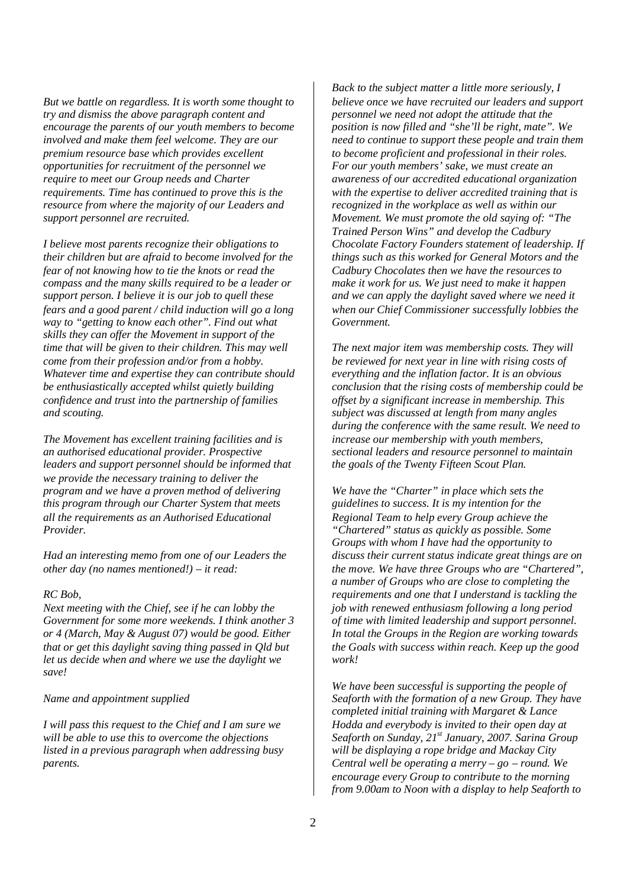*But we battle on regardless. It is worth some thought to try and dismiss the above paragraph content and encourage the parents of our youth members to become involved and make them feel welcome. They are our premium resource base which provides excellent opportunities for recruitment of the personnel we require to meet our Group needs and Charter requirements. Time has continued to prove this is the resource from where the majority of our Leaders and support personnel are recruited.*

*I believe most parents recognize their obligations to their children but are afraid to become involved for the fear of not knowing how to tie the knots or read the compass and the many skills required to be a leader or support person. I believe it is our job to quell these fears and a good parent / child induction will go a long way to "getting to know each other". Find out what skills they can offer the Movement in support of the time that will be given to their children. This may well come from their profession and/or from a hobby. Whatever time and expertise they can contribute should be enthusiastically accepted whilst quietly building confidence and trust into the partnership of families and scouting.*

*The Movement has excellent training facilities and is an authorised educational provider. Prospective leaders and support personnel should be informed that we provide the necessary training to deliver the program and we have a proven method of delivering this program through our Charter System that meets all the requirements as an Authorised Educational Provider.*

*Had an interesting memo from one of our Leaders the other day (no names mentioned!) – it read:*

*RC Bob,*
*Next meeting with the Chief, see if he can lobby the Government for some more weekends. I think another 3 or 4 (March, May & August 07) would be good. Either that or get this daylight saving thing passed in Qld but let us decide when and where we use the daylight we save!*

*Name and appointment supplied*

*I will pass this request to the Chief and I am sure we will be able to use this to overcome the objections listed in a previous paragraph when addressing busy parents.*

*Back to the subject matter a little more seriously, I believe once we have recruited our leaders and support personnel we need not adopt the attitude that the position is now filled and "she'll be right, mate". We need to continue to support these people and train them to become proficient and professional in their roles. For our youth members' sake, we must create an awareness of our accredited educational organization with the expertise to deliver accredited training that is recognized in the workplace as well as within our Movement. We must promote the old saying of: "The Trained Person Wins" and develop the Cadbury Chocolate Factory Founders statement of leadership. If things such as this worked for General Motors and the Cadbury Chocolates then we have the resources to make it work for us. We just need to make it happen and we can apply the daylight saved where we need it when our Chief Commissioner successfully lobbies the Government.*

*The next major item was membership costs. They will be reviewed for next year in line with rising costs of everything and the inflation factor. It is an obvious conclusion that the rising costs of membership could be offset by a significant increase in membership. This subject was discussed at length from many angles during the conference with the same result. We need to increase our membership with youth members, sectional leaders and resource personnel to maintain the goals of the Twenty Fifteen Scout Plan.*

*We have the "Charter" in place which sets the guidelines to success. It is my intention for the Regional Team to help every Group achieve the "Chartered" status as quickly as possible. Some Groups with whom I have had the opportunity to discuss their current status indicate great things are on the move. We have three Groups who are "Chartered", a number of Groups who are close to completing the requirements and one that I understand is tackling the job with renewed enthusiasm following a long period of time with limited leadership and support personnel. In total the Groups in the Region are working towards the Goals with success within reach. Keep up the good work!*

*We have been successful is supporting the people of Seaforth with the formation of a new Group. They have completed initial training with Margaret & Lance Hodda and everybody is invited to their open day at Seaforth on Sunday, 21st January, 2007. Sarina Group will be displaying a rope bridge and Mackay City Central well be operating a merry – go – round. We encourage every Group to contribute to the morning from 9.00am to Noon with a display to help Seaforth to*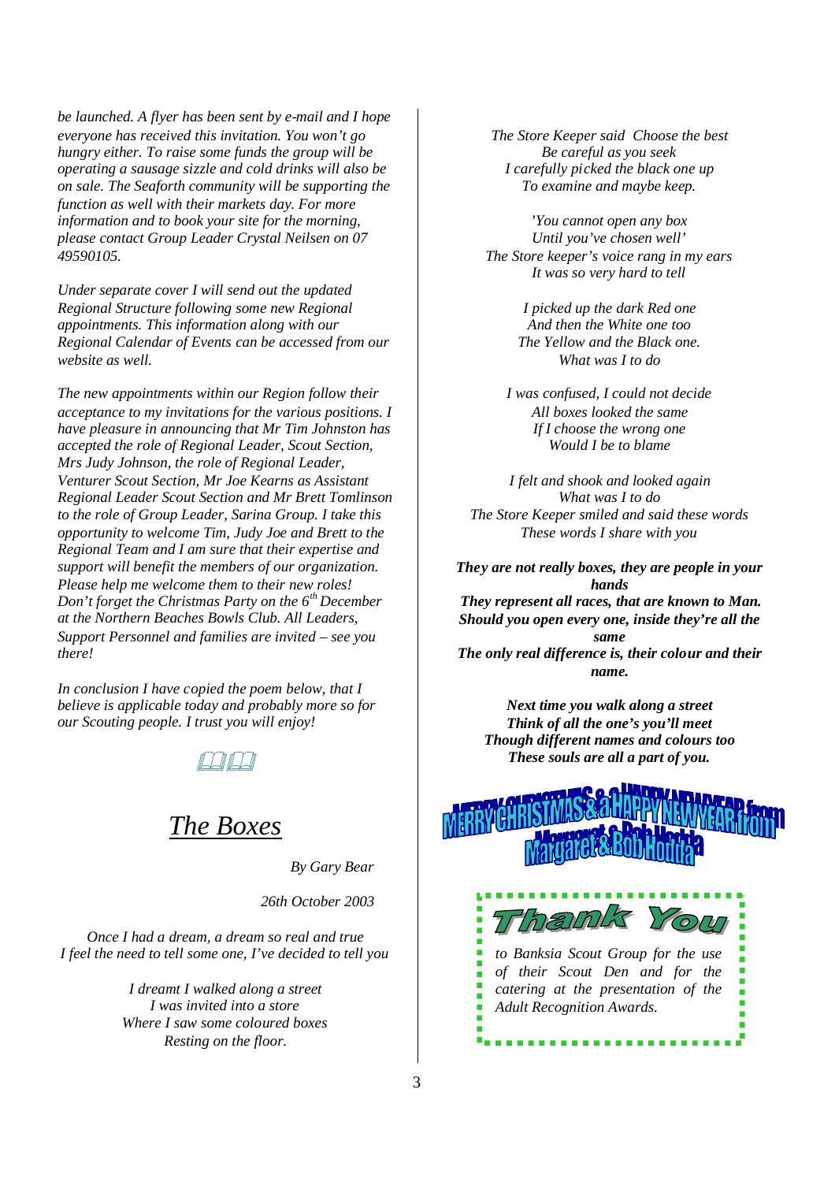*be launched. A flyer has been sent by e-mail and I hope everyone has received this invitation. You won't go hungry either. To raise some funds the group will be operating a sausage sizzle and cold drinks will also be on sale. The Seaforth community will be supporting the function as well with their markets day. For more information and to book your site for the morning, please contact Group Leader Crystal Neilsen on 07 49590105.*

*Under separate cover I will send out the updated Regional Structure following some new Regional appointments. This information along with our Regional Calendar of Events can be accessed from our website as well.*

*The new appointments within our Region follow their acceptance to my invitations for the various positions. I have pleasure in announcing that Mr Tim Johnston has accepted the role of Regional Leader, Scout Section, Mrs Judy Johnson, the role of Regional Leader, Venturer Scout Section, Mr Joe Kearns as Assistant Regional Leader Scout Section and Mr Brett Tomlinson to the role of Group Leader, Sarina Group. I take this opportunity to welcome Tim, Judy Joe and Brett to the Regional Team and I am sure that their expertise and support will benefit the members of our organization. Please help me welcome them to their new roles! Don't forget the Christmas Party on the 6th December at the Northern Beaches Bowls Club. All Leaders, Support Personnel and families are invited – see you there!*

*In conclusion I have copied the poem below, that I believe is applicable today and probably more so for our Scouting people. I trust you will enjoy!*

## *The Boxes*

*By Gary Bear*

*26th October 2003*

*Once I had a dream, a dream so real and true*
*I feel the need to tell some one, I've decided to tell you*

*I dreamt I walked along a street*
*I was invited into a store*
*Where I saw some coloured boxes*
*Resting on the floor.*

*The Store Keeper said Choose the best*
*Be careful as you seek*
*I carefully picked the black one up*
*To examine and maybe keep.*

*'You cannot open any box*
*Until you've chosen well'*
*The Store keeper's voice rang in my ears*
*It was so very hard to tell*

*I picked up the dark Red one*
*And then the White one too*
*The Yellow and the Black one.*
*What was I to do*

*I was confused, I could not decide*
*All boxes looked the same*
*If I choose the wrong one*
*Would I be to blame*

*I felt and shook and looked again*
*What was I to do*
*The Store Keeper smiled and said these words*
*These words I share with you*

***They are not really boxes, they are people in your hands***
***They represent all races, that are known to Man.***
***Should you open every one, inside they're all the same***
***The only real difference is, their colour and their name.***

***Next time you walk along a street***
***Think of all the one's you'll meet***
***Though different names and colours too***
***These souls are all a part of you.***

MERRY CHRISTMAS & a HAPPY NEW YEAR from Margaret & Bob Hodda

**Thank You**

*to Banksia Scout Group for the use of their Scout Den and for the catering at the presentation of the Adult Recognition Awards.*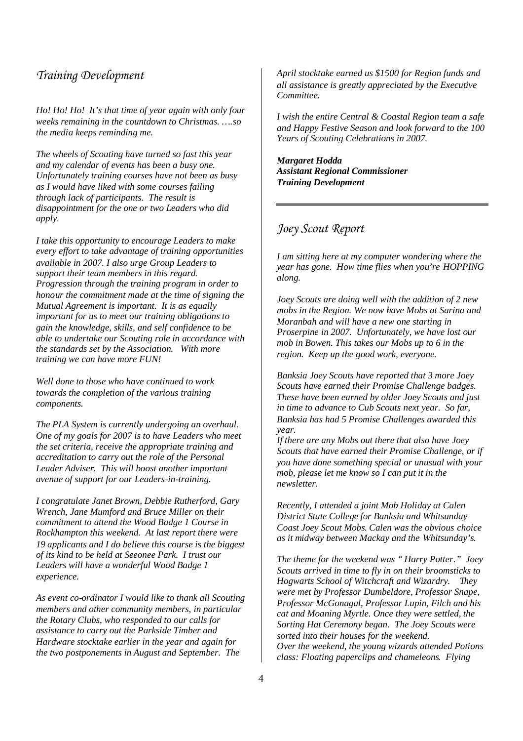## Training Development

*Ho! Ho! Ho! It's that time of year again with only four weeks remaining in the countdown to Christmas. ….so the media keeps reminding me.*

*The wheels of Scouting have turned so fast this year and my calendar of events has been a busy one. Unfortunately training courses have not been as busy as I would have liked with some courses failing through lack of participants. The result is disappointment for the one or two Leaders who did apply.*

*I take this opportunity to encourage Leaders to make every effort to take advantage of training opportunities available in 2007. I also urge Group Leaders to support their team members in this regard. Progression through the training program in order to honour the commitment made at the time of signing the Mutual Agreement is important. It is as equally important for us to meet our training obligations to gain the knowledge, skills, and self confidence to be able to undertake our Scouting role in accordance with the standards set by the Association. With more training we can have more FUN!*

*Well done to those who have continued to work towards the completion of the various training components.*

*The PLA System is currently undergoing an overhaul. One of my goals for 2007 is to have Leaders who meet the set criteria, receive the appropriate training and accreditation to carry out the role of the Personal Leader Adviser. This will boost another important avenue of support for our Leaders-in-training.*

*I congratulate Janet Brown, Debbie Rutherford, Gary Wrench, Jane Mumford and Bruce Miller on their commitment to attend the Wood Badge 1 Course in Rockhampton this weekend. At last report there were 19 applicants and I do believe this course is the biggest of its kind to be held at Seeonee Park. I trust our Leaders will have a wonderful Wood Badge 1 experience.*

*As event co-ordinator I would like to thank all Scouting members and other community members, in particular the Rotary Clubs, who responded to our calls for assistance to carry out the Parkside Timber and Hardware stocktake earlier in the year and again for the two postponements in August and September. The April stocktake earned us $1500 for Region funds and all assistance is greatly appreciated by the Executive Committee.*

*I wish the entire Central & Coastal Region team a safe and Happy Festive Season and look forward to the 100 Years of Scouting Celebrations in 2007.*

***Margaret Hodda***
***Assistant Regional Commissioner***
***Training Development***

---

## Joey Scout Report

*I am sitting here at my computer wondering where the year has gone. How time flies when you're HOPPING along.*

*Joey Scouts are doing well with the addition of 2 new mobs in the Region. We now have Mobs at Sarina and Moranbah and will have a new one starting in Proserpine in 2007. Unfortunately, we have lost our mob in Bowen. This takes our Mobs up to 6 in the region. Keep up the good work, everyone.*

*Banksia Joey Scouts have reported that 3 more Joey Scouts have earned their Promise Challenge badges. These have been earned by older Joey Scouts and just in time to advance to Cub Scouts next year. So far, Banksia has had 5 Promise Challenges awarded this year.*
*If there are any Mobs out there that also have Joey Scouts that have earned their Promise Challenge, or if you have done something special or unusual with your mob, please let me know so I can put it in the newsletter.*

*Recently, I attended a joint Mob Holiday at Calen District State College for Banksia and Whitsunday Coast Joey Scout Mobs. Calen was the obvious choice as it midway between Mackay and the Whitsunday's.*

*The theme for the weekend was "Harry Potter." Joey Scouts arrived in time to fly in on their broomsticks to Hogwarts School of Witchcraft and Wizardry. They were met by Professor Dumbeldore, Professor Snape, Professor McGonagal, Professor Lupin, Filch and his cat and Moaning Myrtle. Once they were settled, the Sorting Hat Ceremony began. The Joey Scouts were sorted into their houses for the weekend.*
*Over the weekend, the young wizards attended Potions class: Floating paperclips and chameleons. Flying*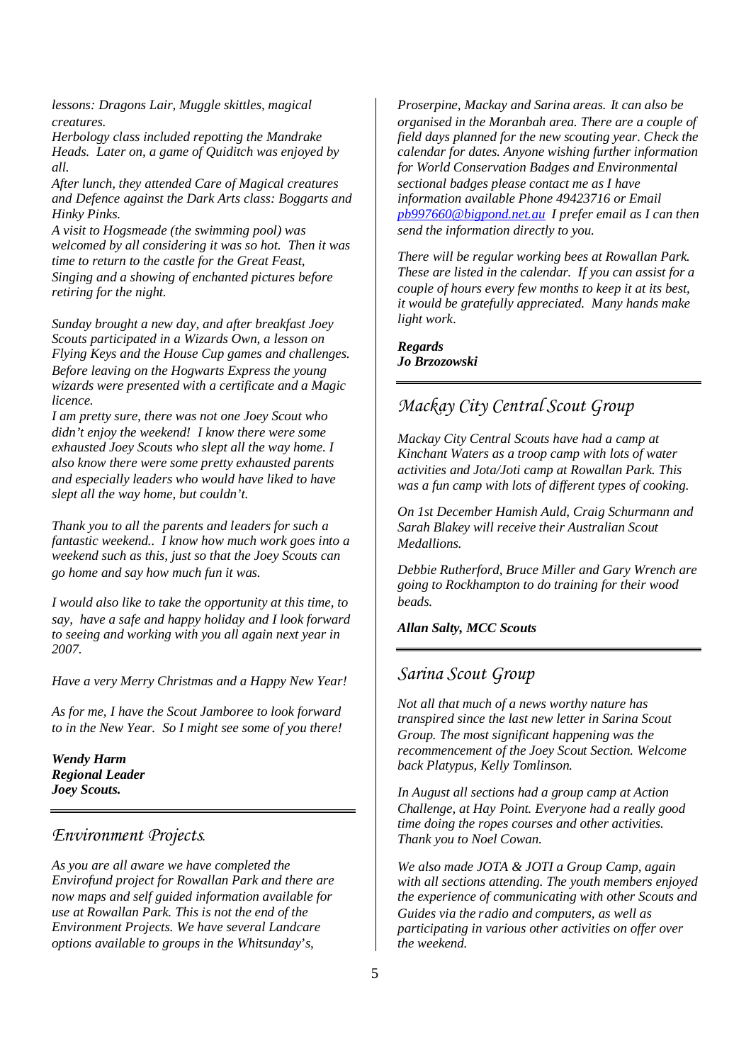*lessons: Dragons Lair, Muggle skittles, magical creatures.*
*Herbology class included repotting the Mandrake Heads. Later on, a game of Quiditch was enjoyed by all.*
*After lunch, they attended Care of Magical creatures and Defence against the Dark Arts class: Boggarts and Hinky Pinks.*
*A visit to Hogsmeade (the swimming pool) was welcomed by all considering it was so hot. Then it was time to return to the castle for the Great Feast, Singing and a showing of enchanted pictures before retiring for the night.*

*Sunday brought a new day, and after breakfast Joey Scouts participated in a Wizards Own, a lesson on Flying Keys and the House Cup games and challenges. Before leaving on the Hogwarts Express the young wizards were presented with a certificate and a Magic licence.*
*I am pretty sure, there was not one Joey Scout who didn't enjoy the weekend! I know there were some exhausted Joey Scouts who slept all the way home. I also know there were some pretty exhausted parents and especially leaders who would have liked to have slept all the way home, but couldn't.*

*Thank you to all the parents and leaders for such a fantastic weekend.. I know how much work goes into a weekend such as this, just so that the Joey Scouts can go home and say how much fun it was.*

*I would also like to take the opportunity at this time, to say, have a safe and happy holiday and I look forward to seeing and working with you all again next year in 2007.*

*Have a very Merry Christmas and a Happy New Year!*

*As for me, I have the Scout Jamboree to look forward to in the New Year. So I might see some of you there!*

***Wendy Harm***
***Regional Leader***
***Joey Scouts.***

## *Environment Projects.*

*As you are all aware we have completed the Envirofund project for Rowallan Park and there are now maps and self guided information available for use at Rowallan Park. This is not the end of the Environment Projects. We have several Landcare options available to groups in the Whitsunday's, Proserpine, Mackay and Sarina areas. It can also be organised in the Moranbah area. There are a couple of field days planned for the new scouting year. Check the calendar for dates. Anyone wishing further information for World Conservation Badges and Environmental sectional badges please contact me as I have information available Phone 49423716 or Email pb997660@bigpond.net.au I prefer email as I can then send the information directly to you.*

*There will be regular working bees at Rowallan Park. These are listed in the calendar. If you can assist for a couple of hours every few months to keep it at its best, it would be gratefully appreciated. Many hands make light work.*

***Regards***
***Jo Brzozowski***

## *Mackay City Central Scout Group*

*Mackay City Central Scouts have had a camp at Kinchant Waters as a troop camp with lots of water activities and Jota/Joti camp at Rowallan Park. This was a fun camp with lots of different types of cooking.*

*On 1st December Hamish Auld, Craig Schurmann and Sarah Blakey will receive their Australian Scout Medallions.*

*Debbie Rutherford, Bruce Miller and Gary Wrench are going to Rockhampton to do training for their wood beads.*

***Allan Salty, MCC Scouts***

## *Sarina Scout Group*

*Not all that much of a news worthy nature has transpired since the last new letter in Sarina Scout Group. The most significant happening was the recommencement of the Joey Scout Section. Welcome back Platypus, Kelly Tomlinson.*

*In August all sections had a group camp at Action Challenge, at Hay Point. Everyone had a really good time doing the ropes courses and other activities. Thank you to Noel Cowan.*

*We also made JOTA & JOTI a Group Camp, again with all sections attending. The youth members enjoyed the experience of communicating with other Scouts and Guides via the radio and computers, as well as participating in various other activities on offer over the weekend.*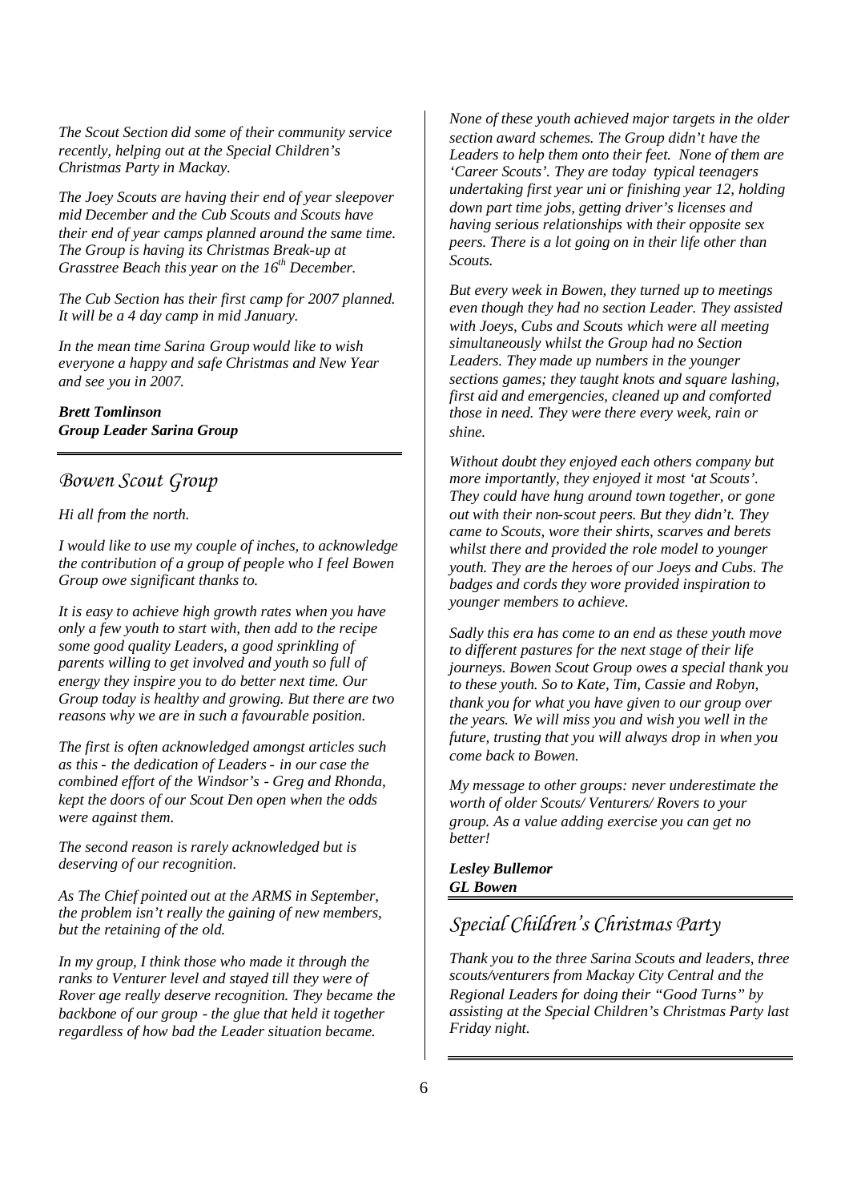*The Scout Section did some of their community service recently, helping out at the Special Children's Christmas Party in Mackay.*

*The Joey Scouts are having their end of year sleepover mid December and the Cub Scouts and Scouts have their end of year camps planned around the same time. The Group is having its Christmas Break-up at Grasstree Beach this year on the 16th December.*

*The Cub Section has their first camp for 2007 planned. It will be a 4 day camp in mid January.*

*In the mean time Sarina Group would like to wish everyone a happy and safe Christmas and New Year and see you in 2007.*

***Brett Tomlinson***
***Group Leader Sarina Group***

## *Bowen Scout Group*

*Hi all from the north.*

*I would like to use my couple of inches, to acknowledge the contribution of a group of people who I feel Bowen Group owe significant thanks to.*

*It is easy to achieve high growth rates when you have only a few youth to start with, then add to the recipe some good quality Leaders, a good sprinkling of parents willing to get involved and youth so full of energy they inspire you to do better next time. Our Group today is healthy and growing. But there are two reasons why we are in such a favourable position.*

*The first is often acknowledged amongst articles such as this - the dedication of Leaders - in our case the combined effort of the Windsor's - Greg and Rhonda, kept the doors of our Scout Den open when the odds were against them.*

*The second reason is rarely acknowledged but is deserving of our recognition.*

*As The Chief pointed out at the ARMS in September, the problem isn't really the gaining of new members, but the retaining of the old.*

*In my group, I think those who made it through the ranks to Venturer level and stayed till they were of Rover age really deserve recognition. They became the backbone of our group - the glue that held it together regardless of how bad the Leader situation became.*

*None of these youth achieved major targets in the older section award schemes. The Group didn't have the Leaders to help them onto their feet. None of them are 'Career Scouts'. They are today typical teenagers undertaking first year uni or finishing year 12, holding down part time jobs, getting driver's licenses and having serious relationships with their opposite sex peers. There is a lot going on in their life other than Scouts.*

*But every week in Bowen, they turned up to meetings even though they had no section Leader. They assisted with Joeys, Cubs and Scouts which were all meeting simultaneously whilst the Group had no Section Leaders. They made up numbers in the younger sections games; they taught knots and square lashing, first aid and emergencies, cleaned up and comforted those in need. They were there every week, rain or shine.*

*Without doubt they enjoyed each others company but more importantly, they enjoyed it most 'at Scouts'. They could have hung around town together, or gone out with their non-scout peers. But they didn't. They came to Scouts, wore their shirts, scarves and berets whilst there and provided the role model to younger youth. They are the heroes of our Joeys and Cubs. The badges and cords they wore provided inspiration to younger members to achieve.*

*Sadly this era has come to an end as these youth move to different pastures for the next stage of their life journeys. Bowen Scout Group owes a special thank you to these youth. So to Kate, Tim, Cassie and Robyn, thank you for what you have given to our group over the years. We will miss you and wish you well in the future, trusting that you will always drop in when you come back to Bowen.*

*My message to other groups: never underestimate the worth of older Scouts/ Venturers/ Rovers to your group. As a value adding exercise you can get no better!*

***Lesley Bullemor***
***GL Bowen***

## *Special Children's Christmas Party*

*Thank you to the three Sarina Scouts and leaders, three scouts/venturers from Mackay City Central and the Regional Leaders for doing their "Good Turns" by assisting at the Special Children's Christmas Party last Friday night.*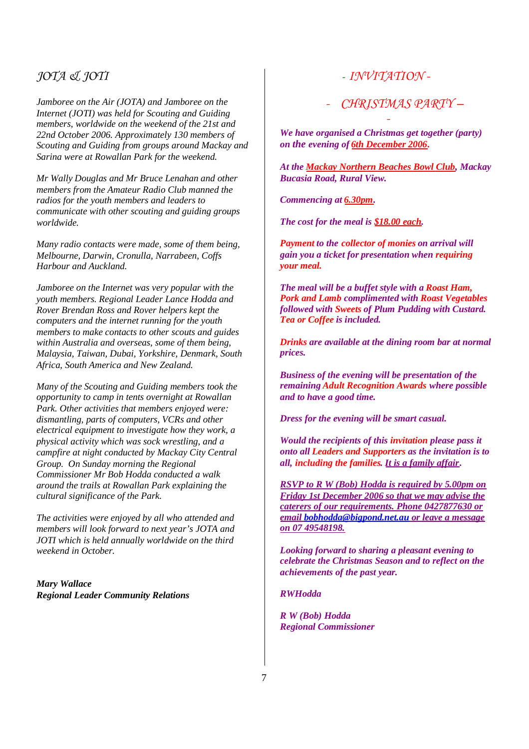## *JOTA & JOTI*

*Jamboree on the Air (JOTA) and Jamboree on the Internet (JOTI) was held for Scouting and Guiding members, worldwide on the weekend of the 21st and 22nd October 2006. Approximately 130 members of Scouting and Guiding from groups around Mackay and Sarina were at Rowallan Park for the weekend.*

*Mr Wally Douglas and Mr Bruce Lenahan and other members from the Amateur Radio Club manned the radios for the youth members and leaders to communicate with other scouting and guiding groups worldwide.*

*Many radio contacts were made, some of them being, Melbourne, Darwin, Cronulla, Narrabeen, Coffs Harbour and Auckland.*

*Jamboree on the Internet was very popular with the youth members. Regional Leader Lance Hodda and Rover Brendan Ross and Rover helpers kept the computers and the internet running for the youth members to make contacts to other scouts and guides within Australia and overseas, some of them being, Malaysia, Taiwan, Dubai, Yorkshire, Denmark, South Africa, South America and New Zealand.*

*Many of the Scouting and Guiding members took the opportunity to camp in tents overnight at Rowallan Park. Other activities that members enjoyed were: dismantling, parts of computers, VCRs and other electrical equipment to investigate how they work, a physical activity which was sock wrestling, and a campfire at night conducted by Mackay City Central Group. On Sunday morning the Regional Commissioner Mr Bob Hodda conducted a walk around the trails at Rowallan Park explaining the cultural significance of the Park.*

*The activities were enjoyed by all who attended and members will look forward to next year's JOTA and JOTI which is held annually worldwide on the third weekend in October.*

***Mary Wallace***
***Regional Leader Community Relations***

## *- INVITATION -*

## *- CHRISTMAS PARTY –*

***We have organised a Christmas get together (party) on the evening of 6th December 2006.***

***At the Mackay Northern Beaches Bowl Club, Mackay Bucasia Road, Rural View.***

***Commencing at 6.30pm.***

***The cost for the meal is $18.00 each.***

***Payment to the collector of monies on arrival will gain you a ticket for presentation when requiring your meal.***

***The meal will be a buffet style with a Roast Ham, Pork and Lamb complimented with Roast Vegetables followed with Sweets of Plum Pudding with Custard. Tea or Coffee is included.***

***Drinks are available at the dining room bar at normal prices.***

***Business of the evening will be presentation of the remaining Adult Recognition Awards where possible and to have a good time.***

***Dress for the evening will be smart casual.***

***Would the recipients of this invitation please pass it onto all Leaders and Supporters as the invitation is to all, including the families. It is a family affair.***

***RSVP to R W (Bob) Hodda is required by 5.00pm on Friday 1st December 2006 so that we may advise the caterers of our requirements. Phone 0427877630 or email bobhodda@bigpond.net.au or leave a message on 07 49548198.***

***Looking forward to sharing a pleasant evening to celebrate the Christmas Season and to reflect on the achievements of the past year.***

***RWHodda***

***R W (Bob) Hodda***
***Regional Commissioner***